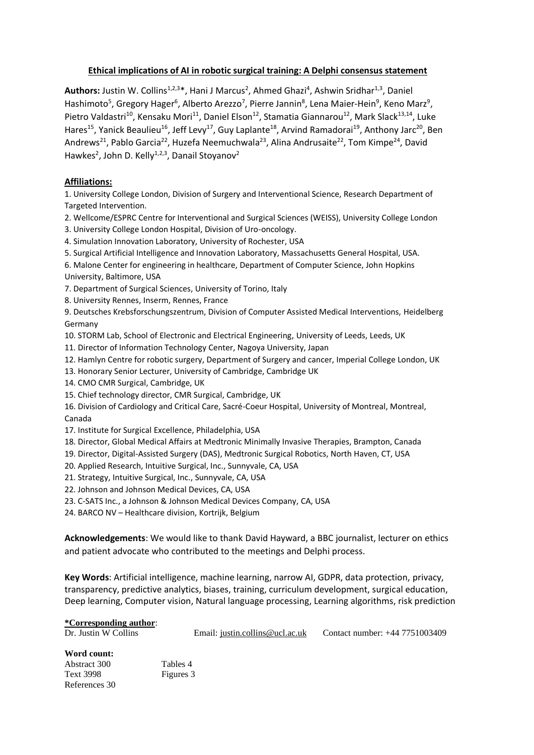# Ethical implications of AI in robotic surgical training: A Delphi consensus statement

**Authors:** Justin W. Collins[1,2,3]*, Hani J Marcus[2], Ahmed Ghazi[4], Ashwin Sridhar[1,3], Daniel Hashimoto[5], Gregory Hager[6], Alberto Arezzo[7], Pierre Jannin[8], Lena Maier-Hein[9], Keno Marz[9], Pietro Valdastri[10], Kensaku Mori[11], Daniel Elson[12], Stamatia Giannarou[12], Mark Slack[13,14], Luke Hares[15], Yanick Beaulieu[16], Jeff Levy[17], Guy Laplante[18], Arvind Ramadorai[19], Anthony Jarc[20], Ben Andrews[21], Pablo Garcia[22], Huzefa Neemuchwala[23], Alina Andrusaite[22], Tom Kimpe[24], David Hawkes[2], John D. Kelly[1,2,3], Danail Stoyanov[2]

## Affiliations:

1. University College London, Division of Surgery and Interventional Science, Research Department of Targeted Intervention.
2. Wellcome/ESPRC Centre for Interventional and Surgical Sciences (WEISS), University College London
3. University College London Hospital, Division of Uro-oncology.
4. Simulation Innovation Laboratory, University of Rochester, USA
5. Surgical Artificial Intelligence and Innovation Laboratory, Massachusetts General Hospital, USA.
6. Malone Center for engineering in healthcare, Department of Computer Science, John Hopkins University, Baltimore, USA
7. Department of Surgical Sciences, University of Torino, Italy
8. University Rennes, Inserm, Rennes, France
9. Deutsches Krebsforschungszentrum, Division of Computer Assisted Medical Interventions, Heidelberg Germany
10. STORM Lab, School of Electronic and Electrical Engineering, University of Leeds, Leeds, UK
11. Director of Information Technology Center, Nagoya University, Japan
12. Hamlyn Centre for robotic surgery, Department of Surgery and cancer, Imperial College London, UK
13. Honorary Senior Lecturer, University of Cambridge, Cambridge UK
14. CMO CMR Surgical, Cambridge, UK
15. Chief technology director, CMR Surgical, Cambridge, UK
16. Division of Cardiology and Critical Care, Sacré-Coeur Hospital, University of Montreal, Montreal, Canada
17. Institute for Surgical Excellence, Philadelphia, USA
18. Director, Global Medical Affairs at Medtronic Minimally Invasive Therapies, Brampton, Canada
19. Director, Digital-Assisted Surgery (DAS), Medtronic Surgical Robotics, North Haven, CT, USA
20. Applied Research, Intuitive Surgical, Inc., Sunnyvale, CA, USA
21. Strategy, Intuitive Surgical, Inc., Sunnyvale, CA, USA
22. Johnson and Johnson Medical Devices, CA, USA
23. C-SATS Inc., a Johnson & Johnson Medical Devices Company, CA, USA
24. BARCO NV – Healthcare division, Kortrijk, Belgium

**Acknowledgements**: We would like to thank David Hayward, a BBC journalist, lecturer on ethics and patient advocate who contributed to the meetings and Delphi process.

**Key Words**: Artificial intelligence, machine learning, narrow AI, GDPR, data protection, privacy, transparency, predictive analytics, biases, training, curriculum development, surgical education, Deep learning, Computer vision, Natural language processing, Learning algorithms, risk prediction

**\*Corresponding author**:
Dr. Justin W Collins    Email: justin.collins@ucl.ac.uk    Contact number: +44 7751003409

**Word count:**

| | |
|---|---|
| Abstract 300 | Tables 4 |
| Text 3998 | Figures 3 |
| References 30 | |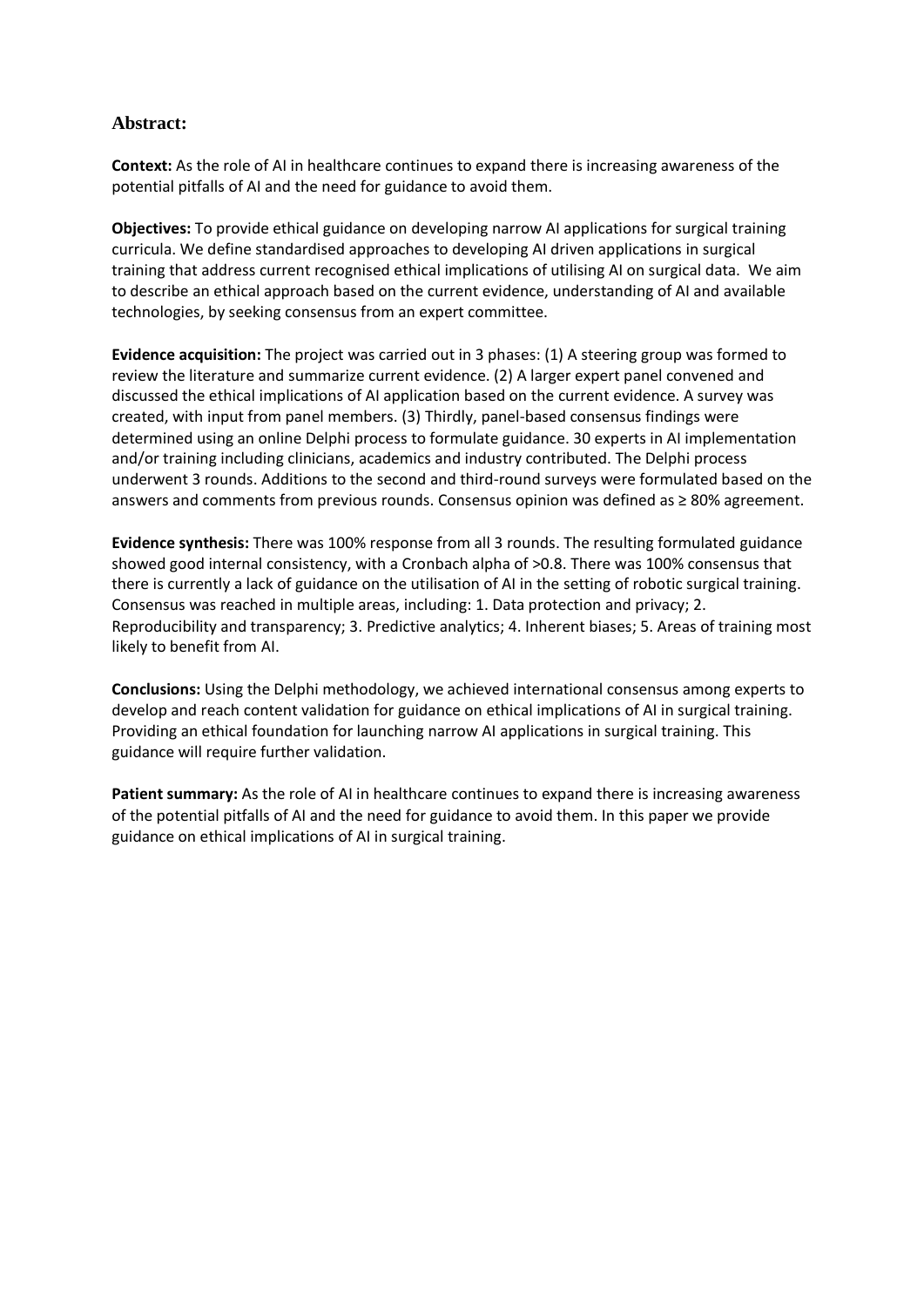## Abstract:

**Context:** As the role of AI in healthcare continues to expand there is increasing awareness of the potential pitfalls of AI and the need for guidance to avoid them.

**Objectives:** To provide ethical guidance on developing narrow AI applications for surgical training curricula. We define standardised approaches to developing AI driven applications in surgical training that address current recognised ethical implications of utilising AI on surgical data. We aim to describe an ethical approach based on the current evidence, understanding of AI and available technologies, by seeking consensus from an expert committee.

**Evidence acquisition:** The project was carried out in 3 phases: (1) A steering group was formed to review the literature and summarize current evidence. (2) A larger expert panel convened and discussed the ethical implications of AI application based on the current evidence. A survey was created, with input from panel members. (3) Thirdly, panel-based consensus findings were determined using an online Delphi process to formulate guidance. 30 experts in AI implementation and/or training including clinicians, academics and industry contributed. The Delphi process underwent 3 rounds. Additions to the second and third-round surveys were formulated based on the answers and comments from previous rounds. Consensus opinion was defined as ≥ 80% agreement.

**Evidence synthesis:** There was 100% response from all 3 rounds. The resulting formulated guidance showed good internal consistency, with a Cronbach alpha of >0.8. There was 100% consensus that there is currently a lack of guidance on the utilisation of AI in the setting of robotic surgical training. Consensus was reached in multiple areas, including: 1. Data protection and privacy; 2. Reproducibility and transparency; 3. Predictive analytics; 4. Inherent biases; 5. Areas of training most likely to benefit from AI.

**Conclusions:** Using the Delphi methodology, we achieved international consensus among experts to develop and reach content validation for guidance on ethical implications of AI in surgical training. Providing an ethical foundation for launching narrow AI applications in surgical training. This guidance will require further validation.

**Patient summary:** As the role of AI in healthcare continues to expand there is increasing awareness of the potential pitfalls of AI and the need for guidance to avoid them. In this paper we provide guidance on ethical implications of AI in surgical training.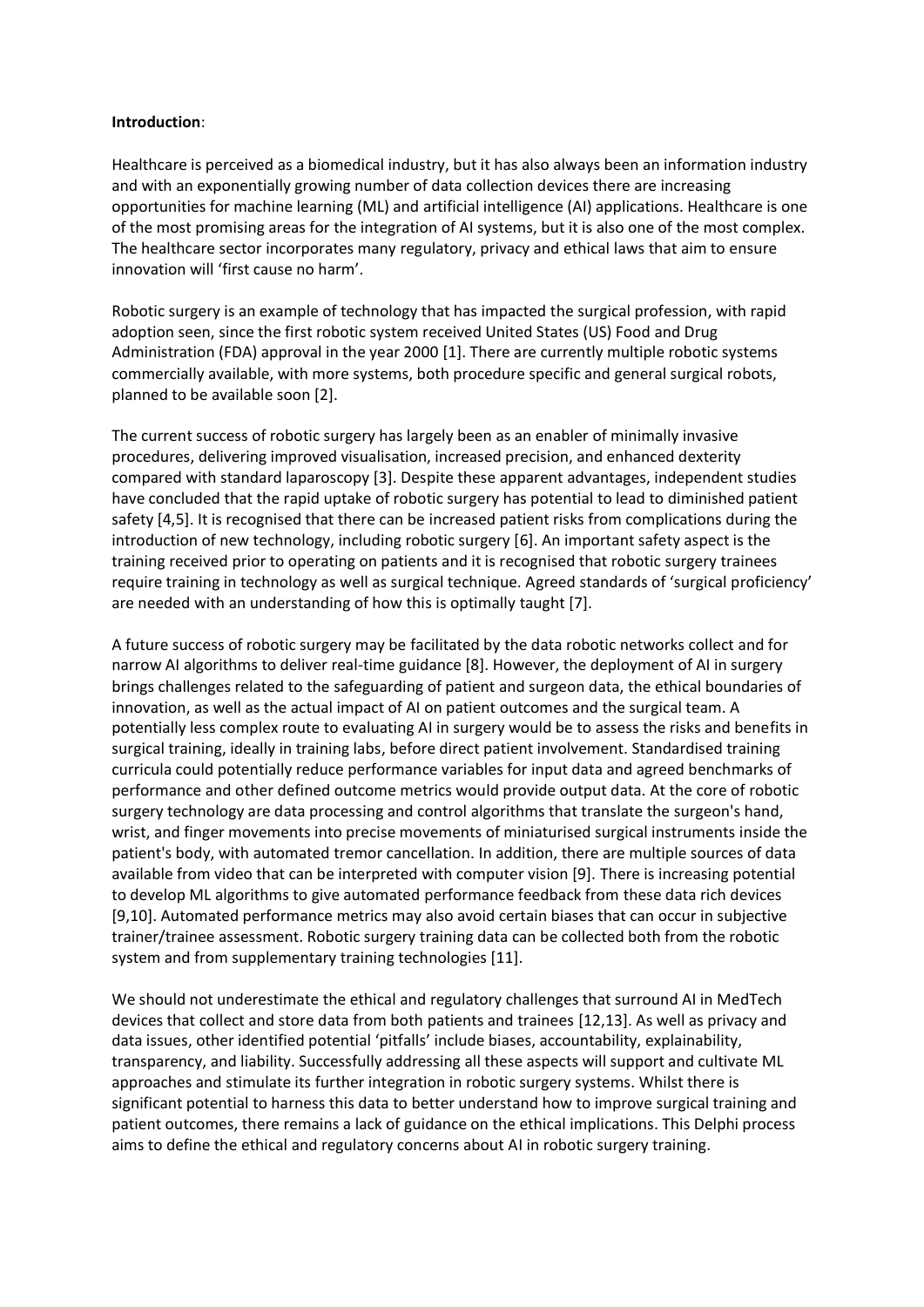**Introduction**:

Healthcare is perceived as a biomedical industry, but it has also always been an information industry and with an exponentially growing number of data collection devices there are increasing opportunities for machine learning (ML) and artificial intelligence (AI) applications. Healthcare is one of the most promising areas for the integration of AI systems, but it is also one of the most complex. The healthcare sector incorporates many regulatory, privacy and ethical laws that aim to ensure innovation will 'first cause no harm'.

Robotic surgery is an example of technology that has impacted the surgical profession, with rapid adoption seen, since the first robotic system received United States (US) Food and Drug Administration (FDA) approval in the year 2000 [1]. There are currently multiple robotic systems commercially available, with more systems, both procedure specific and general surgical robots, planned to be available soon [2].

The current success of robotic surgery has largely been as an enabler of minimally invasive procedures, delivering improved visualisation, increased precision, and enhanced dexterity compared with standard laparoscopy [3]. Despite these apparent advantages, independent studies have concluded that the rapid uptake of robotic surgery has potential to lead to diminished patient safety [4,5]. It is recognised that there can be increased patient risks from complications during the introduction of new technology, including robotic surgery [6]. An important safety aspect is the training received prior to operating on patients and it is recognised that robotic surgery trainees require training in technology as well as surgical technique. Agreed standards of 'surgical proficiency' are needed with an understanding of how this is optimally taught [7].

A future success of robotic surgery may be facilitated by the data robotic networks collect and for narrow AI algorithms to deliver real-time guidance [8]. However, the deployment of AI in surgery brings challenges related to the safeguarding of patient and surgeon data, the ethical boundaries of innovation, as well as the actual impact of AI on patient outcomes and the surgical team. A potentially less complex route to evaluating AI in surgery would be to assess the risks and benefits in surgical training, ideally in training labs, before direct patient involvement. Standardised training curricula could potentially reduce performance variables for input data and agreed benchmarks of performance and other defined outcome metrics would provide output data. At the core of robotic surgery technology are data processing and control algorithms that translate the surgeon's hand, wrist, and finger movements into precise movements of miniaturised surgical instruments inside the patient's body, with automated tremor cancellation. In addition, there are multiple sources of data available from video that can be interpreted with computer vision [9]. There is increasing potential to develop ML algorithms to give automated performance feedback from these data rich devices [9,10]. Automated performance metrics may also avoid certain biases that can occur in subjective trainer/trainee assessment. Robotic surgery training data can be collected both from the robotic system and from supplementary training technologies [11].

We should not underestimate the ethical and regulatory challenges that surround AI in MedTech devices that collect and store data from both patients and trainees [12,13]. As well as privacy and data issues, other identified potential 'pitfalls' include biases, accountability, explainability, transparency, and liability. Successfully addressing all these aspects will support and cultivate ML approaches and stimulate its further integration in robotic surgery systems. Whilst there is significant potential to harness this data to better understand how to improve surgical training and patient outcomes, there remains a lack of guidance on the ethical implications. This Delphi process aims to define the ethical and regulatory concerns about AI in robotic surgery training.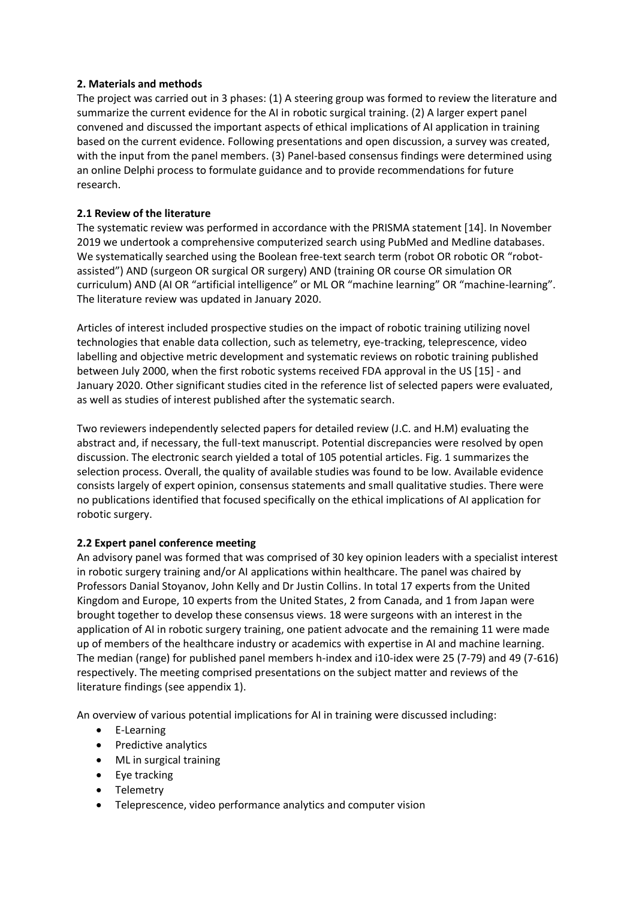## 2. Materials and methods

The project was carried out in 3 phases: (1) A steering group was formed to review the literature and summarize the current evidence for the AI in robotic surgical training. (2) A larger expert panel convened and discussed the important aspects of ethical implications of AI application in training based on the current evidence. Following presentations and open discussion, a survey was created, with the input from the panel members. (3) Panel-based consensus findings were determined using an online Delphi process to formulate guidance and to provide recommendations for future research.

### 2.1 Review of the literature

The systematic review was performed in accordance with the PRISMA statement [14]. In November 2019 we undertook a comprehensive computerized search using PubMed and Medline databases. We systematically searched using the Boolean free-text search term (robot OR robotic OR "robot-assisted") AND (surgeon OR surgical OR surgery) AND (training OR course OR simulation OR curriculum) AND (AI OR "artificial intelligence" or ML OR "machine learning" OR "machine-learning". The literature review was updated in January 2020.

Articles of interest included prospective studies on the impact of robotic training utilizing novel technologies that enable data collection, such as telemetry, eye-tracking, telepresence, video labelling and objective metric development and systematic reviews on robotic training published between July 2000, when the first robotic systems received FDA approval in the US [15] - and January 2020. Other significant studies cited in the reference list of selected papers were evaluated, as well as studies of interest published after the systematic search.

Two reviewers independently selected papers for detailed review (J.C. and H.M) evaluating the abstract and, if necessary, the full-text manuscript. Potential discrepancies were resolved by open discussion. The electronic search yielded a total of 105 potential articles. Fig. 1 summarizes the selection process. Overall, the quality of available studies was found to be low. Available evidence consists largely of expert opinion, consensus statements and small qualitative studies. There were no publications identified that focused specifically on the ethical implications of AI application for robotic surgery.

### 2.2 Expert panel conference meeting

An advisory panel was formed that was comprised of 30 key opinion leaders with a specialist interest in robotic surgery training and/or AI applications within healthcare. The panel was chaired by Professors Danial Stoyanov, John Kelly and Dr Justin Collins. In total 17 experts from the United Kingdom and Europe, 10 experts from the United States, 2 from Canada, and 1 from Japan were brought together to develop these consensus views. 18 were surgeons with an interest in the application of AI in robotic surgery training, one patient advocate and the remaining 11 were made up of members of the healthcare industry or academics with expertise in AI and machine learning. The median (range) for published panel members h-index and i10-idex were 25 (7-79) and 49 (7-616) respectively. The meeting comprised presentations on the subject matter and reviews of the literature findings (see appendix 1).

An overview of various potential implications for AI in training were discussed including:

- E-Learning
- Predictive analytics
- ML in surgical training
- Eye tracking
- Telemetry
- Telepresence, video performance analytics and computer vision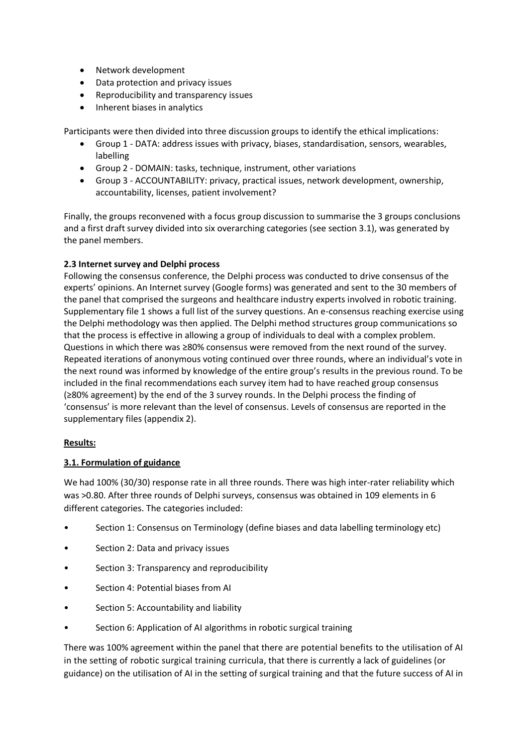- Network development
- Data protection and privacy issues
- Reproducibility and transparency issues
- Inherent biases in analytics

Participants were then divided into three discussion groups to identify the ethical implications:

- Group 1 - DATA: address issues with privacy, biases, standardisation, sensors, wearables, labelling
- Group 2 - DOMAIN: tasks, technique, instrument, other variations
- Group 3 - ACCOUNTABILITY: privacy, practical issues, network development, ownership, accountability, licenses, patient involvement?

Finally, the groups reconvened with a focus group discussion to summarise the 3 groups conclusions and a first draft survey divided into six overarching categories (see section 3.1), was generated by the panel members.

**2.3 Internet survey and Delphi process**

Following the consensus conference, the Delphi process was conducted to drive consensus of the experts' opinions. An Internet survey (Google forms) was generated and sent to the 30 members of the panel that comprised the surgeons and healthcare industry experts involved in robotic training. Supplementary file 1 shows a full list of the survey questions. An e-consensus reaching exercise using the Delphi methodology was then applied. The Delphi method structures group communications so that the process is effective in allowing a group of individuals to deal with a complex problem. Questions in which there was ≥80% consensus were removed from the next round of the survey. Repeated iterations of anonymous voting continued over three rounds, where an individual's vote in the next round was informed by knowledge of the entire group's results in the previous round. To be included in the final recommendations each survey item had to have reached group consensus (≥80% agreement) by the end of the 3 survey rounds. In the Delphi process the finding of 'consensus' is more relevant than the level of consensus. Levels of consensus are reported in the supplementary files (appendix 2).

## **Results:**

### **3.1. Formulation of guidance**

We had 100% (30/30) response rate in all three rounds. There was high inter-rater reliability which was >0.80. After three rounds of Delphi surveys, consensus was obtained in 109 elements in 6 different categories. The categories included:

- Section 1: Consensus on Terminology (define biases and data labelling terminology etc)
- Section 2: Data and privacy issues
- Section 3: Transparency and reproducibility
- Section 4: Potential biases from AI
- Section 5: Accountability and liability
- Section 6: Application of AI algorithms in robotic surgical training

There was 100% agreement within the panel that there are potential benefits to the utilisation of AI in the setting of robotic surgical training curricula, that there is currently a lack of guidelines (or guidance) on the utilisation of AI in the setting of surgical training and that the future success of AI in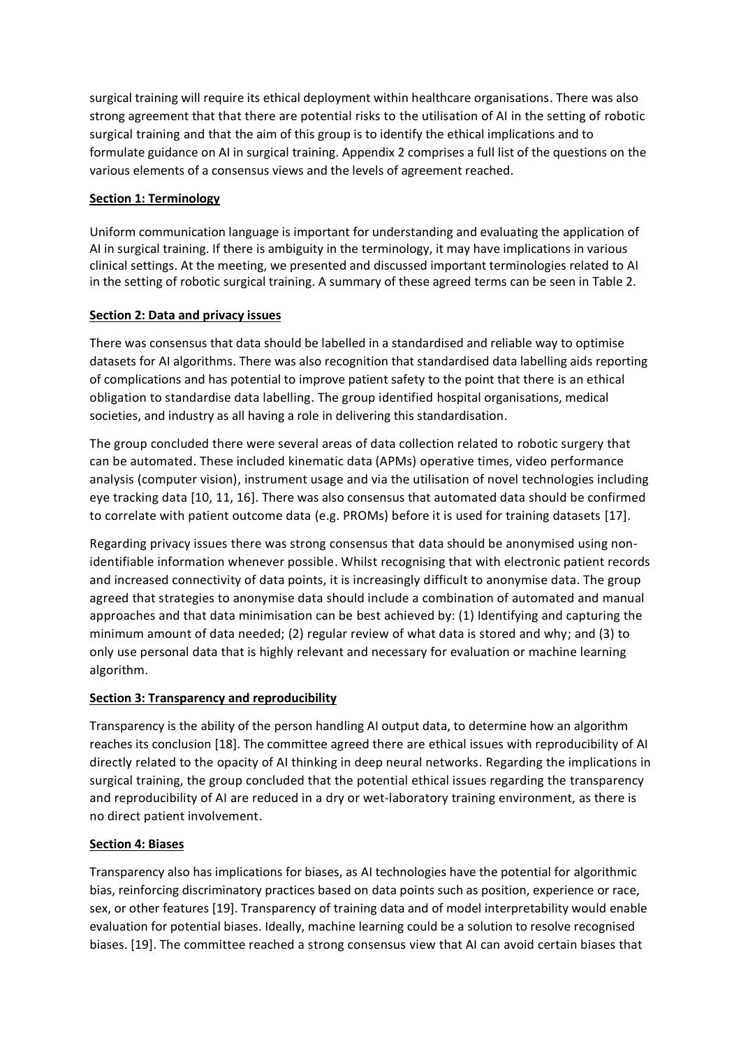surgical training will require its ethical deployment within healthcare organisations. There was also strong agreement that that there are potential risks to the utilisation of AI in the setting of robotic surgical training and that the aim of this group is to identify the ethical implications and to formulate guidance on AI in surgical training. Appendix 2 comprises a full list of the questions on the various elements of a consensus views and the levels of agreement reached.

## Section 1: Terminology

Uniform communication language is important for understanding and evaluating the application of AI in surgical training. If there is ambiguity in the terminology, it may have implications in various clinical settings. At the meeting, we presented and discussed important terminologies related to AI in the setting of robotic surgical training. A summary of these agreed terms can be seen in Table 2.

## Section 2: Data and privacy issues

There was consensus that data should be labelled in a standardised and reliable way to optimise datasets for AI algorithms. There was also recognition that standardised data labelling aids reporting of complications and has potential to improve patient safety to the point that there is an ethical obligation to standardise data labelling. The group identified hospital organisations, medical societies, and industry as all having a role in delivering this standardisation.

The group concluded there were several areas of data collection related to robotic surgery that can be automated. These included kinematic data (APMs) operative times, video performance analysis (computer vision), instrument usage and via the utilisation of novel technologies including eye tracking data [10, 11, 16]. There was also consensus that automated data should be confirmed to correlate with patient outcome data (e.g. PROMs) before it is used for training datasets [17].

Regarding privacy issues there was strong consensus that data should be anonymised using non-identifiable information whenever possible. Whilst recognising that with electronic patient records and increased connectivity of data points, it is increasingly difficult to anonymise data. The group agreed that strategies to anonymise data should include a combination of automated and manual approaches and that data minimisation can be best achieved by: (1) Identifying and capturing the minimum amount of data needed; (2) regular review of what data is stored and why; and (3) to only use personal data that is highly relevant and necessary for evaluation or machine learning algorithm.

## Section 3: Transparency and reproducibility

Transparency is the ability of the person handling AI output data, to determine how an algorithm reaches its conclusion [18]. The committee agreed there are ethical issues with reproducibility of AI directly related to the opacity of AI thinking in deep neural networks. Regarding the implications in surgical training, the group concluded that the potential ethical issues regarding the transparency and reproducibility of AI are reduced in a dry or wet-laboratory training environment, as there is no direct patient involvement.

## Section 4: Biases

Transparency also has implications for biases, as AI technologies have the potential for algorithmic bias, reinforcing discriminatory practices based on data points such as position, experience or race, sex, or other features [19]. Transparency of training data and of model interpretability would enable evaluation for potential biases. Ideally, machine learning could be a solution to resolve recognised biases. [19]. The committee reached a strong consensus view that AI can avoid certain biases that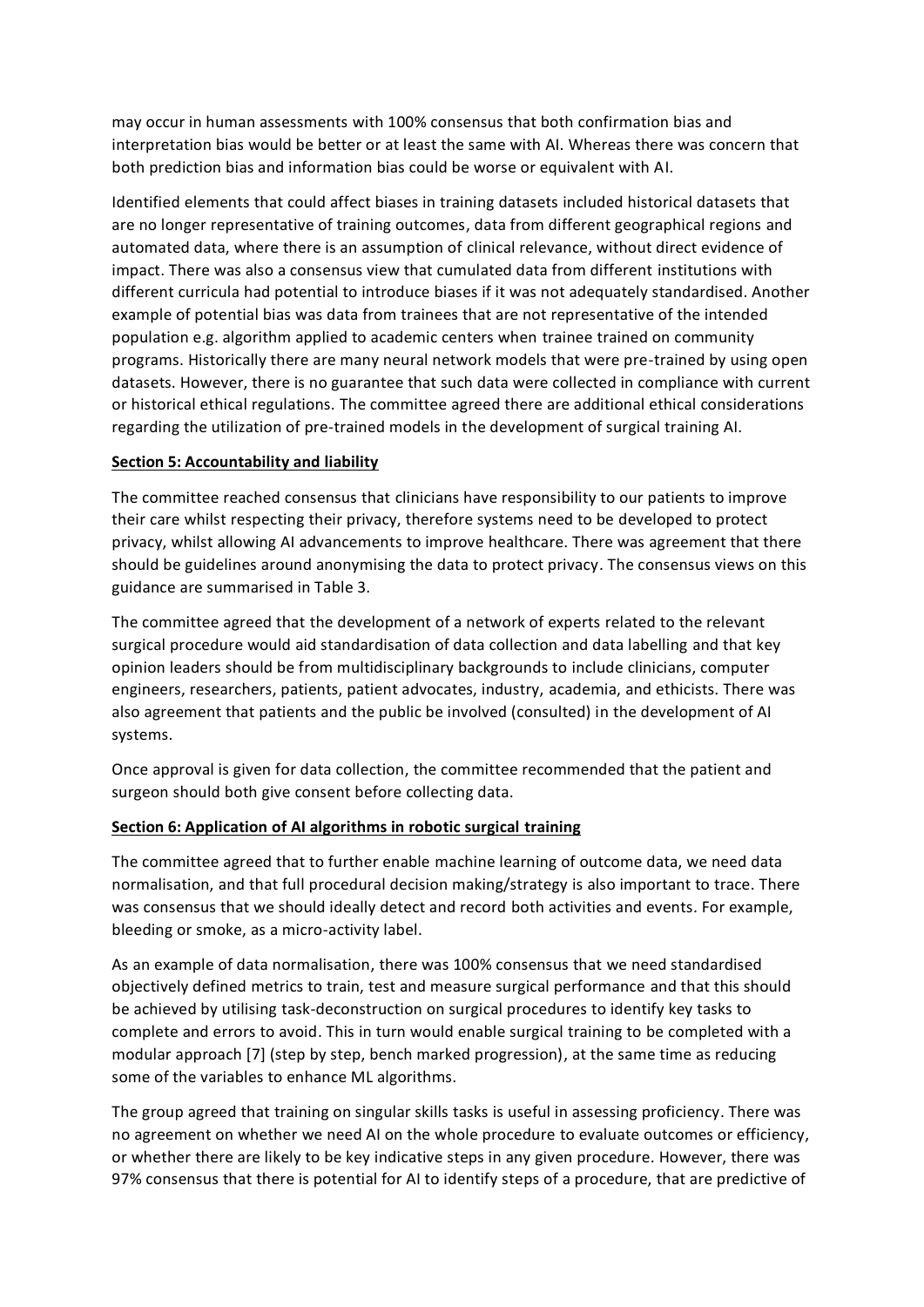may occur in human assessments with 100% consensus that both confirmation bias and interpretation bias would be better or at least the same with AI. Whereas there was concern that both prediction bias and information bias could be worse or equivalent with AI.

Identified elements that could affect biases in training datasets included historical datasets that are no longer representative of training outcomes, data from different geographical regions and automated data, where there is an assumption of clinical relevance, without direct evidence of impact. There was also a consensus view that cumulated data from different institutions with different curricula had potential to introduce biases if it was not adequately standardised. Another example of potential bias was data from trainees that are not representative of the intended population e.g. algorithm applied to academic centers when trainee trained on community programs. Historically there are many neural network models that were pre-trained by using open datasets. However, there is no guarantee that such data were collected in compliance with current or historical ethical regulations. The committee agreed there are additional ethical considerations regarding the utilization of pre-trained models in the development of surgical training AI.

**Section 5: Accountability and liability**

The committee reached consensus that clinicians have responsibility to our patients to improve their care whilst respecting their privacy, therefore systems need to be developed to protect privacy, whilst allowing AI advancements to improve healthcare. There was agreement that there should be guidelines around anonymising the data to protect privacy. The consensus views on this guidance are summarised in Table 3.

The committee agreed that the development of a network of experts related to the relevant surgical procedure would aid standardisation of data collection and data labelling and that key opinion leaders should be from multidisciplinary backgrounds to include clinicians, computer engineers, researchers, patients, patient advocates, industry, academia, and ethicists. There was also agreement that patients and the public be involved (consulted) in the development of AI systems.

Once approval is given for data collection, the committee recommended that the patient and surgeon should both give consent before collecting data.

**Section 6: Application of AI algorithms in robotic surgical training**

The committee agreed that to further enable machine learning of outcome data, we need data normalisation, and that full procedural decision making/strategy is also important to trace. There was consensus that we should ideally detect and record both activities and events. For example, bleeding or smoke, as a micro-activity label.

As an example of data normalisation, there was 100% consensus that we need standardised objectively defined metrics to train, test and measure surgical performance and that this should be achieved by utilising task-deconstruction on surgical procedures to identify key tasks to complete and errors to avoid. This in turn would enable surgical training to be completed with a modular approach [7] (step by step, bench marked progression), at the same time as reducing some of the variables to enhance ML algorithms.

The group agreed that training on singular skills tasks is useful in assessing proficiency. There was no agreement on whether we need AI on the whole procedure to evaluate outcomes or efficiency, or whether there are likely to be key indicative steps in any given procedure. However, there was 97% consensus that there is potential for AI to identify steps of a procedure, that are predictive of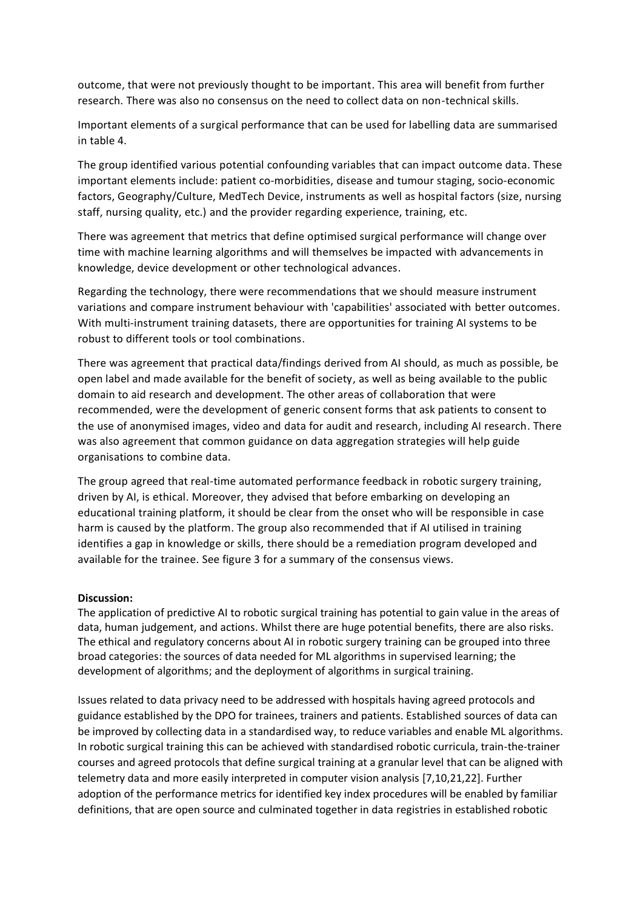outcome, that were not previously thought to be important. This area will benefit from further research. There was also no consensus on the need to collect data on non-technical skills.

Important elements of a surgical performance that can be used for labelling data are summarised in table 4.

The group identified various potential confounding variables that can impact outcome data. These important elements include: patient co-morbidities, disease and tumour staging, socio-economic factors, Geography/Culture, MedTech Device, instruments as well as hospital factors (size, nursing staff, nursing quality, etc.) and the provider regarding experience, training, etc.

There was agreement that metrics that define optimised surgical performance will change over time with machine learning algorithms and will themselves be impacted with advancements in knowledge, device development or other technological advances.

Regarding the technology, there were recommendations that we should measure instrument variations and compare instrument behaviour with 'capabilities' associated with better outcomes. With multi-instrument training datasets, there are opportunities for training AI systems to be robust to different tools or tool combinations.

There was agreement that practical data/findings derived from AI should, as much as possible, be open label and made available for the benefit of society, as well as being available to the public domain to aid research and development. The other areas of collaboration that were recommended, were the development of generic consent forms that ask patients to consent to the use of anonymised images, video and data for audit and research, including AI research. There was also agreement that common guidance on data aggregation strategies will help guide organisations to combine data.

The group agreed that real-time automated performance feedback in robotic surgery training, driven by AI, is ethical. Moreover, they advised that before embarking on developing an educational training platform, it should be clear from the onset who will be responsible in case harm is caused by the platform. The group also recommended that if AI utilised in training identifies a gap in knowledge or skills, there should be a remediation program developed and available for the trainee. See figure 3 for a summary of the consensus views.

**Discussion:**

The application of predictive AI to robotic surgical training has potential to gain value in the areas of data, human judgement, and actions. Whilst there are huge potential benefits, there are also risks. The ethical and regulatory concerns about AI in robotic surgery training can be grouped into three broad categories: the sources of data needed for ML algorithms in supervised learning; the development of algorithms; and the deployment of algorithms in surgical training.

Issues related to data privacy need to be addressed with hospitals having agreed protocols and guidance established by the DPO for trainees, trainers and patients. Established sources of data can be improved by collecting data in a standardised way, to reduce variables and enable ML algorithms. In robotic surgical training this can be achieved with standardised robotic curricula, train-the-trainer courses and agreed protocols that define surgical training at a granular level that can be aligned with telemetry data and more easily interpreted in computer vision analysis [7,10,21,22]. Further adoption of the performance metrics for identified key index procedures will be enabled by familiar definitions, that are open source and culminated together in data registries in established robotic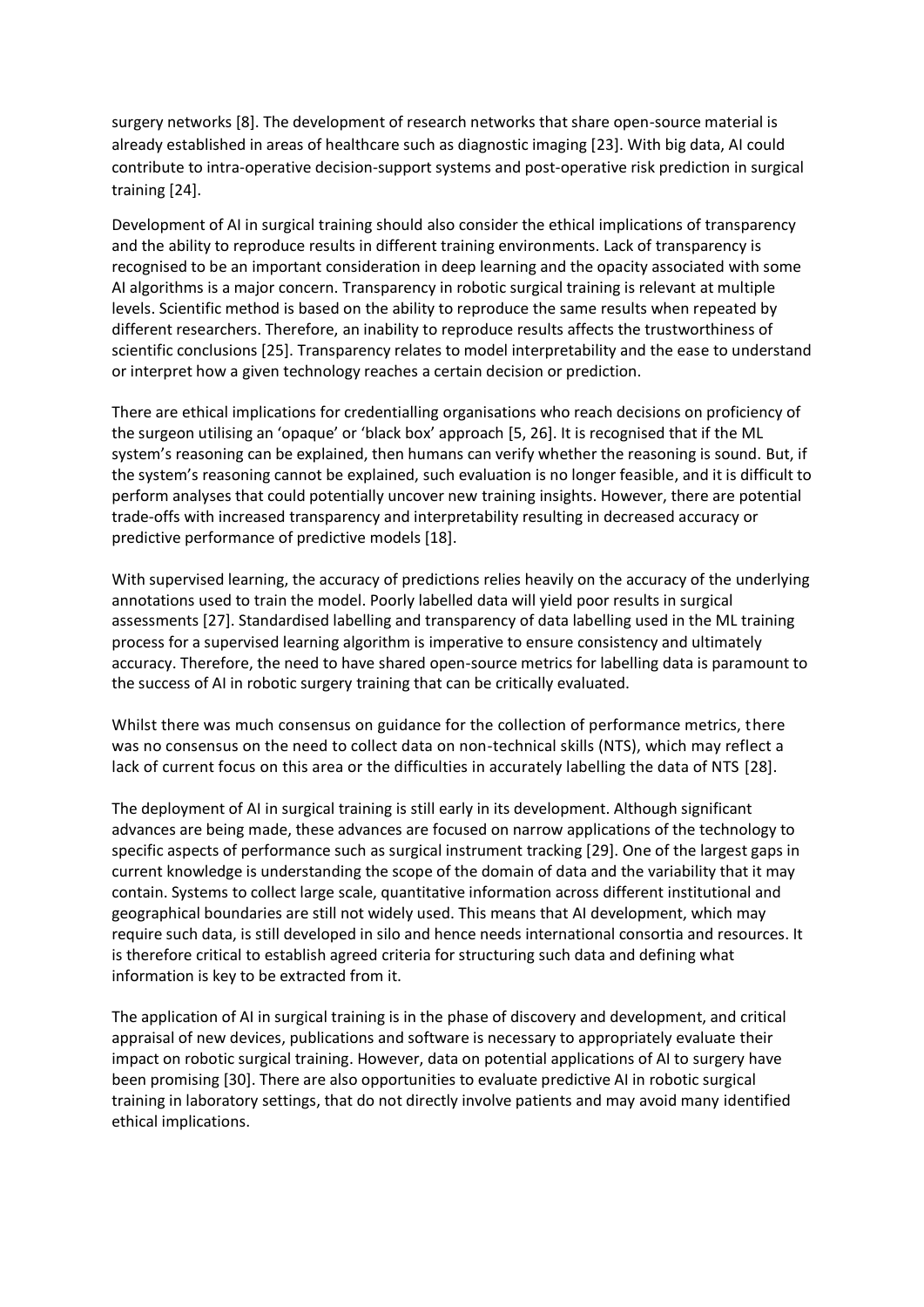surgery networks [8]. The development of research networks that share open-source material is already established in areas of healthcare such as diagnostic imaging [23]. With big data, AI could contribute to intra-operative decision-support systems and post-operative risk prediction in surgical training [24].

Development of AI in surgical training should also consider the ethical implications of transparency and the ability to reproduce results in different training environments. Lack of transparency is recognised to be an important consideration in deep learning and the opacity associated with some AI algorithms is a major concern. Transparency in robotic surgical training is relevant at multiple levels. Scientific method is based on the ability to reproduce the same results when repeated by different researchers. Therefore, an inability to reproduce results affects the trustworthiness of scientific conclusions [25]. Transparency relates to model interpretability and the ease to understand or interpret how a given technology reaches a certain decision or prediction.

There are ethical implications for credentialling organisations who reach decisions on proficiency of the surgeon utilising an 'opaque' or 'black box' approach [5, 26]. It is recognised that if the ML system's reasoning can be explained, then humans can verify whether the reasoning is sound. But, if the system's reasoning cannot be explained, such evaluation is no longer feasible, and it is difficult to perform analyses that could potentially uncover new training insights. However, there are potential trade-offs with increased transparency and interpretability resulting in decreased accuracy or predictive performance of predictive models [18].

With supervised learning, the accuracy of predictions relies heavily on the accuracy of the underlying annotations used to train the model. Poorly labelled data will yield poor results in surgical assessments [27]. Standardised labelling and transparency of data labelling used in the ML training process for a supervised learning algorithm is imperative to ensure consistency and ultimately accuracy. Therefore, the need to have shared open-source metrics for labelling data is paramount to the success of AI in robotic surgery training that can be critically evaluated.

Whilst there was much consensus on guidance for the collection of performance metrics, there was no consensus on the need to collect data on non-technical skills (NTS), which may reflect a lack of current focus on this area or the difficulties in accurately labelling the data of NTS [28].

The deployment of AI in surgical training is still early in its development. Although significant advances are being made, these advances are focused on narrow applications of the technology to specific aspects of performance such as surgical instrument tracking [29]. One of the largest gaps in current knowledge is understanding the scope of the domain of data and the variability that it may contain. Systems to collect large scale, quantitative information across different institutional and geographical boundaries are still not widely used. This means that AI development, which may require such data, is still developed in silo and hence needs international consortia and resources. It is therefore critical to establish agreed criteria for structuring such data and defining what information is key to be extracted from it.

The application of AI in surgical training is in the phase of discovery and development, and critical appraisal of new devices, publications and software is necessary to appropriately evaluate their impact on robotic surgical training. However, data on potential applications of AI to surgery have been promising [30]. There are also opportunities to evaluate predictive AI in robotic surgical training in laboratory settings, that do not directly involve patients and may avoid many identified ethical implications.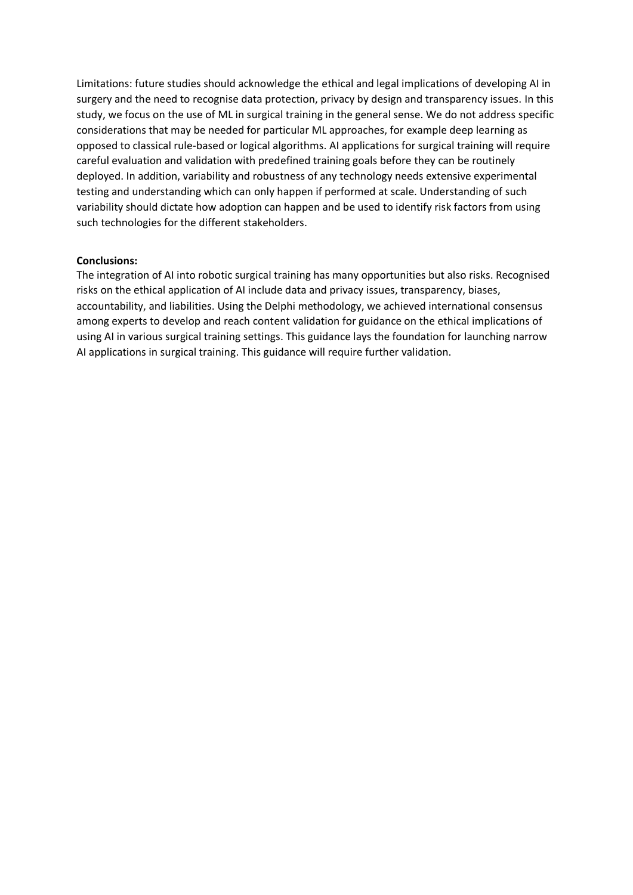Limitations: future studies should acknowledge the ethical and legal implications of developing AI in surgery and the need to recognise data protection, privacy by design and transparency issues. In this study, we focus on the use of ML in surgical training in the general sense. We do not address specific considerations that may be needed for particular ML approaches, for example deep learning as opposed to classical rule-based or logical algorithms. AI applications for surgical training will require careful evaluation and validation with predefined training goals before they can be routinely deployed. In addition, variability and robustness of any technology needs extensive experimental testing and understanding which can only happen if performed at scale. Understanding of such variability should dictate how adoption can happen and be used to identify risk factors from using such technologies for the different stakeholders.

**Conclusions:**

The integration of AI into robotic surgical training has many opportunities but also risks. Recognised risks on the ethical application of AI include data and privacy issues, transparency, biases, accountability, and liabilities. Using the Delphi methodology, we achieved international consensus among experts to develop and reach content validation for guidance on the ethical implications of using AI in various surgical training settings. This guidance lays the foundation for launching narrow AI applications in surgical training. This guidance will require further validation.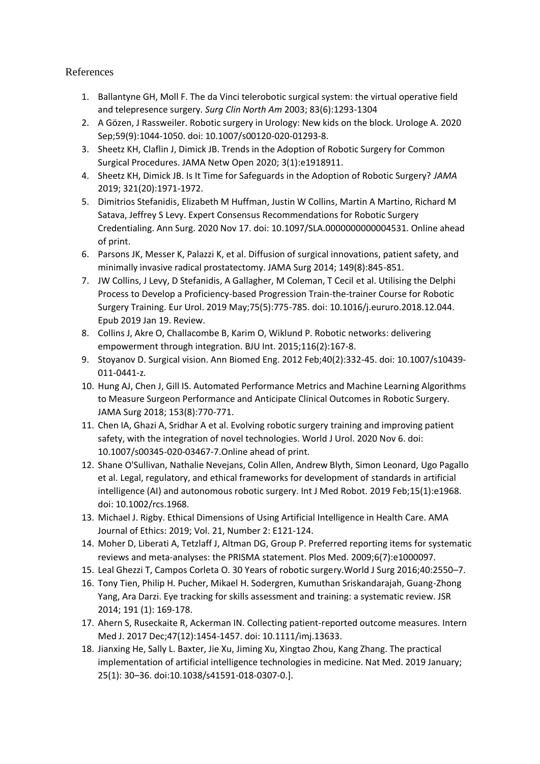# References

1. Ballantyne GH, Moll F. The da Vinci telerobotic surgical system: the virtual operative field and telepresence surgery. *Surg Clin North Am* 2003; 83(6):1293-1304
2. A Gözen, J Rassweiler. Robotic surgery in Urology: New kids on the block. Urologe A. 2020 Sep;59(9):1044-1050. doi: 10.1007/s00120-020-01293-8.
3. Sheetz KH, Claflin J, Dimick JB. Trends in the Adoption of Robotic Surgery for Common Surgical Procedures. JAMA Netw Open 2020; 3(1):e1918911.
4. Sheetz KH, Dimick JB. Is It Time for Safeguards in the Adoption of Robotic Surgery? *JAMA* 2019; 321(20):1971-1972.
5. Dimitrios Stefanidis, Elizabeth M Huffman, Justin W Collins, Martin A Martino, Richard M Satava, Jeffrey S Levy. Expert Consensus Recommendations for Robotic Surgery Credentialing. Ann Surg. 2020 Nov 17. doi: 10.1097/SLA.0000000000004531. Online ahead of print.
6. Parsons JK, Messer K, Palazzi K, et al. Diffusion of surgical innovations, patient safety, and minimally invasive radical prostatectomy. JAMA Surg 2014; 149(8):845-851.
7. JW Collins, J Levy, D Stefanidis, A Gallagher, M Coleman, T Cecil et al. Utilising the Delphi Process to Develop a Proficiency-based Progression Train-the-trainer Course for Robotic Surgery Training. Eur Urol. 2019 May;75(5):775-785. doi: 10.1016/j.eururo.2018.12.044. Epub 2019 Jan 19. Review.
8. Collins J, Akre O, Challacombe B, Karim O, Wiklund P. Robotic networks: delivering empowerment through integration. BJU Int. 2015;116(2):167-8.
9. Stoyanov D. Surgical vision. Ann Biomed Eng. 2012 Feb;40(2):332-45. doi: 10.1007/s10439-011-0441-z.
10. Hung AJ, Chen J, Gill IS. Automated Performance Metrics and Machine Learning Algorithms to Measure Surgeon Performance and Anticipate Clinical Outcomes in Robotic Surgery. JAMA Surg 2018; 153(8):770-771.
11. Chen IA, Ghazi A, Sridhar A et al. Evolving robotic surgery training and improving patient safety, with the integration of novel technologies. World J Urol. 2020 Nov 6. doi: 10.1007/s00345-020-03467-7.Online ahead of print.
12. Shane O'Sullivan, Nathalie Nevejans, Colin Allen, Andrew Blyth, Simon Leonard, Ugo Pagallo et al. Legal, regulatory, and ethical frameworks for development of standards in artificial intelligence (AI) and autonomous robotic surgery. Int J Med Robot. 2019 Feb;15(1):e1968. doi: 10.1002/rcs.1968.
13. Michael J. Rigby. Ethical Dimensions of Using Artificial Intelligence in Health Care. AMA Journal of Ethics: 2019; Vol. 21, Number 2: E121-124.
14. Moher D, Liberati A, Tetzlaff J, Altman DG, Group P. Preferred reporting items for systematic reviews and meta-analyses: the PRISMA statement. Plos Med. 2009;6(7):e1000097.
15. Leal Ghezzi T, Campos Corleta O. 30 Years of robotic surgery.World J Surg 2016;40:2550–7.
16. Tony Tien, Philip H. Pucher, Mikael H. Sodergren, Kumuthan Sriskandarajah, Guang-Zhong Yang, Ara Darzi. Eye tracking for skills assessment and training: a systematic review. JSR 2014; 191 (1): 169-178.
17. Ahern S, Ruseckaite R, Ackerman IN. Collecting patient-reported outcome measures. Intern Med J. 2017 Dec;47(12):1454-1457. doi: 10.1111/imj.13633.
18. Jianxing He, Sally L. Baxter, Jie Xu, Jiming Xu, Xingtao Zhou, Kang Zhang. The practical implementation of artificial intelligence technologies in medicine. Nat Med. 2019 January; 25(1): 30–36. doi:10.1038/s41591-018-0307-0.].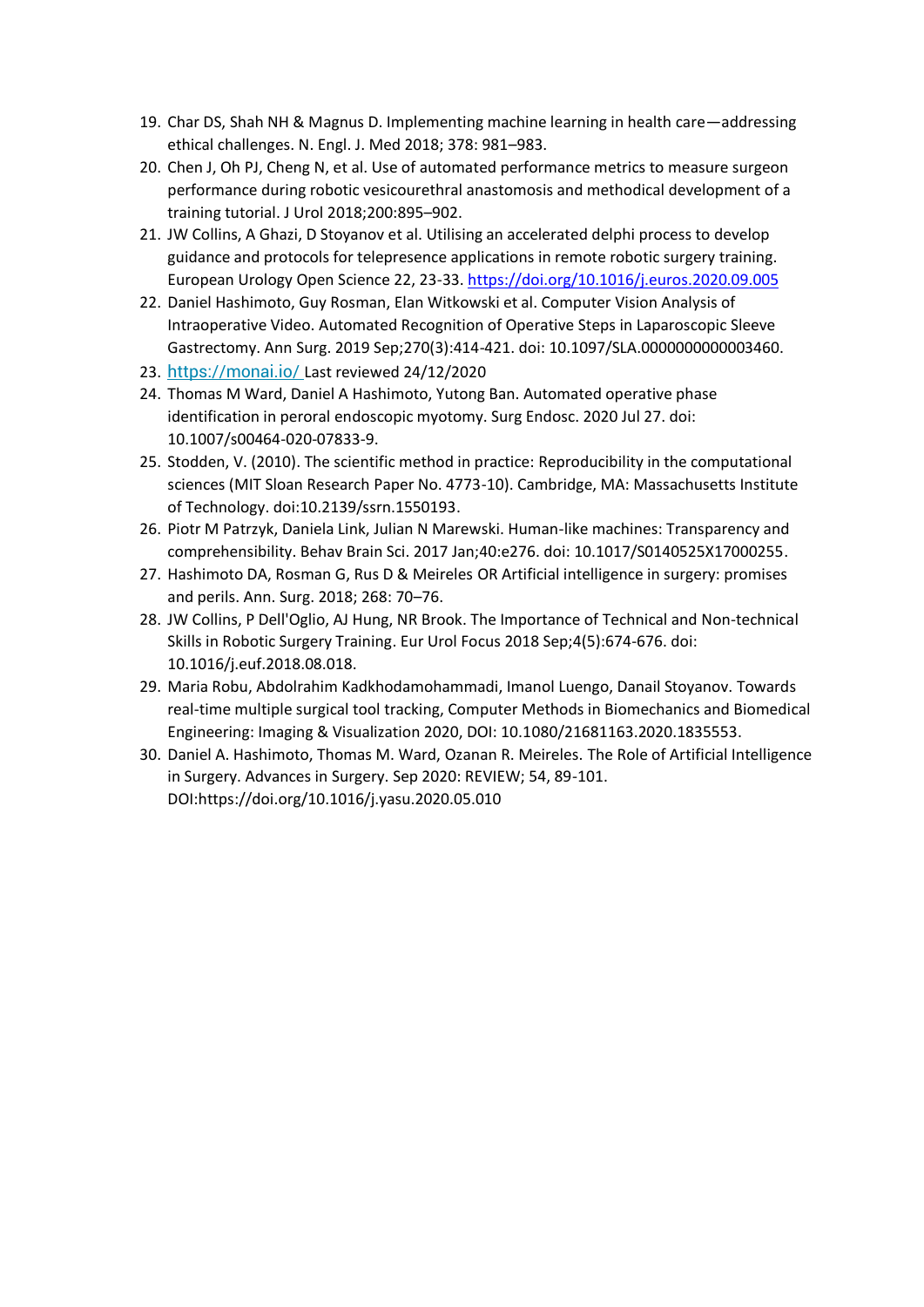19. Char DS, Shah NH & Magnus D. Implementing machine learning in health care—addressing ethical challenges. N. Engl. J. Med 2018; 378: 981–983.
20. Chen J, Oh PJ, Cheng N, et al. Use of automated performance metrics to measure surgeon performance during robotic vesicourethral anastomosis and methodical development of a training tutorial. J Urol 2018;200:895–902.
21. JW Collins, A Ghazi, D Stoyanov et al. Utilising an accelerated delphi process to develop guidance and protocols for telepresence applications in remote robotic surgery training. European Urology Open Science 22, 23-33. https://doi.org/10.1016/j.euros.2020.09.005
22. Daniel Hashimoto, Guy Rosman, Elan Witkowski et al. Computer Vision Analysis of Intraoperative Video. Automated Recognition of Operative Steps in Laparoscopic Sleeve Gastrectomy. Ann Surg. 2019 Sep;270(3):414-421. doi: 10.1097/SLA.0000000000003460.
23. https://monai.io/ Last reviewed 24/12/2020
24. Thomas M Ward, Daniel A Hashimoto, Yutong Ban. Automated operative phase identification in peroral endoscopic myotomy. Surg Endosc. 2020 Jul 27. doi: 10.1007/s00464-020-07833-9.
25. Stodden, V. (2010). The scientific method in practice: Reproducibility in the computational sciences (MIT Sloan Research Paper No. 4773-10). Cambridge, MA: Massachusetts Institute of Technology. doi:10.2139/ssrn.1550193.
26. Piotr M Patrzyk, Daniela Link, Julian N Marewski. Human-like machines: Transparency and comprehensibility. Behav Brain Sci. 2017 Jan;40:e276. doi: 10.1017/S0140525X17000255.
27. Hashimoto DA, Rosman G, Rus D & Meireles OR Artificial intelligence in surgery: promises and perils. Ann. Surg. 2018; 268: 70–76.
28. JW Collins, P Dell'Oglio, AJ Hung, NR Brook. The Importance of Technical and Non-technical Skills in Robotic Surgery Training. Eur Urol Focus 2018 Sep;4(5):674-676. doi: 10.1016/j.euf.2018.08.018.
29. Maria Robu, Abdolrahim Kadkhodamohammadi, Imanol Luengo, Danail Stoyanov. Towards real-time multiple surgical tool tracking, Computer Methods in Biomechanics and Biomedical Engineering: Imaging & Visualization 2020, DOI: 10.1080/21681163.2020.1835553.
30. Daniel A. Hashimoto, Thomas M. Ward, Ozanan R. Meireles. The Role of Artificial Intelligence in Surgery. Advances in Surgery. Sep 2020: REVIEW; 54, 89-101. DOI:https://doi.org/10.1016/j.yasu.2020.05.010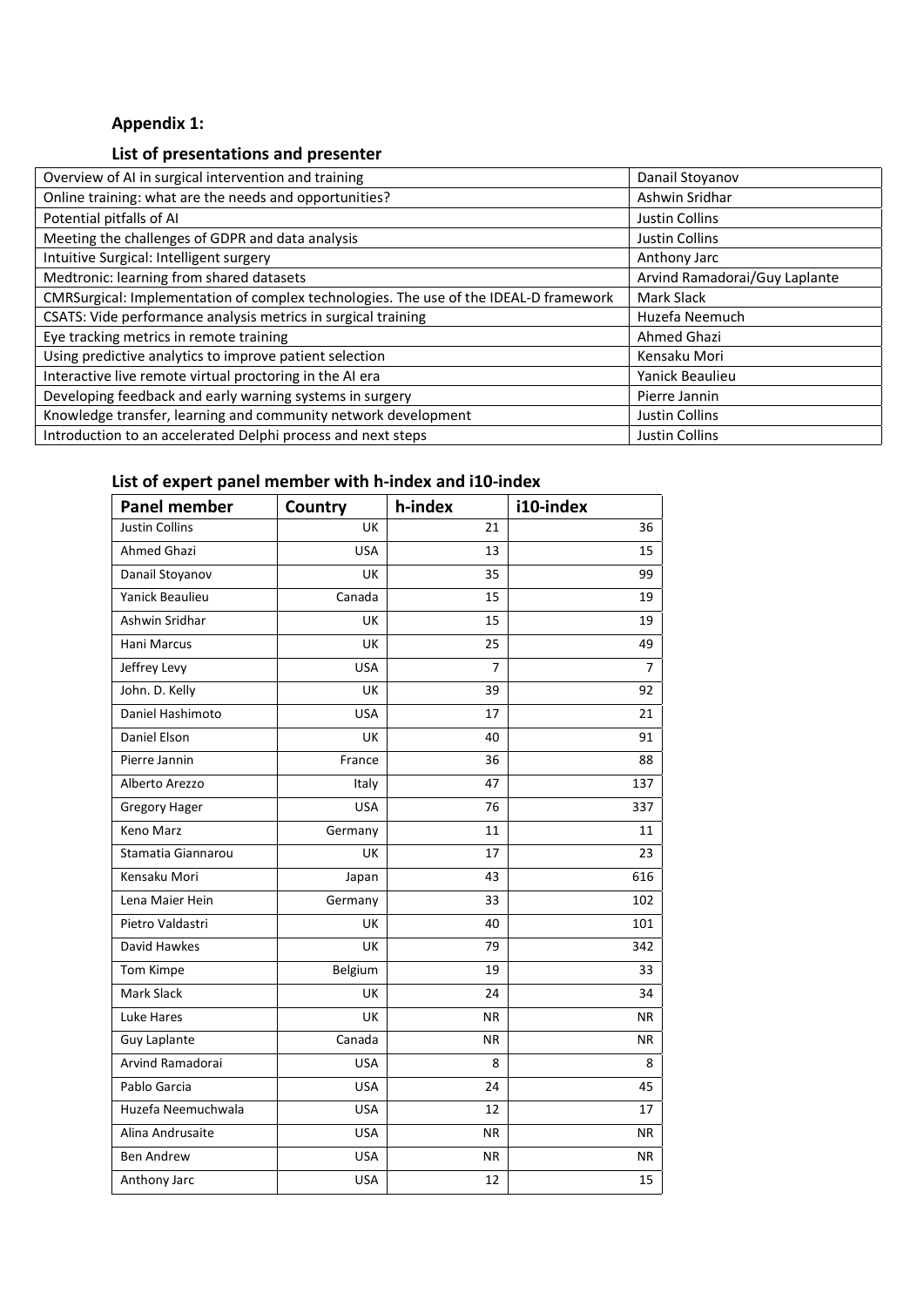## Appendix 1:

### List of presentations and presenter

| | |
|---|---|
| Overview of AI in surgical intervention and training | Danail Stoyanov |
| Online training: what are the needs and opportunities? | Ashwin Sridhar |
| Potential pitfalls of AI | Justin Collins |
| Meeting the challenges of GDPR and data analysis | Justin Collins |
| Intuitive Surgical: Intelligent surgery | Anthony Jarc |
| Medtronic: learning from shared datasets | Arvind Ramadorai/Guy Laplante |
| CMRSurgical: Implementation of complex technologies. The use of the IDEAL-D framework | Mark Slack |
| CSATS: Vide performance analysis metrics in surgical training | Huzefa Neemuch |
| Eye tracking metrics in remote training | Ahmed Ghazi |
| Using predictive analytics to improve patient selection | Kensaku Mori |
| Interactive live remote virtual proctoring in the AI era | Yanick Beaulieu |
| Developing feedback and early warning systems in surgery | Pierre Jannin |
| Knowledge transfer, learning and community network development | Justin Collins |
| Introduction to an accelerated Delphi process and next steps | Justin Collins |

### List of expert panel member with h-index and i10-index

| Panel member | Country | h-index | i10-index |
|---|---|---|---|
| Justin Collins | UK | 21 | 36 |
| Ahmed Ghazi | USA | 13 | 15 |
| Danail Stoyanov | UK | 35 | 99 |
| Yanick Beaulieu | Canada | 15 | 19 |
| Ashwin Sridhar | UK | 15 | 19 |
| Hani Marcus | UK | 25 | 49 |
| Jeffrey Levy | USA | 7 | 7 |
| John. D. Kelly | UK | 39 | 92 |
| Daniel Hashimoto | USA | 17 | 21 |
| Daniel Elson | UK | 40 | 91 |
| Pierre Jannin | France | 36 | 88 |
| Alberto Arezzo | Italy | 47 | 137 |
| Gregory Hager | USA | 76 | 337 |
| Keno Marz | Germany | 11 | 11 |
| Stamatia Giannarou | UK | 17 | 23 |
| Kensaku Mori | Japan | 43 | 616 |
| Lena Maier Hein | Germany | 33 | 102 |
| Pietro Valdastri | UK | 40 | 101 |
| David Hawkes | UK | 79 | 342 |
| Tom Kimpe | Belgium | 19 | 33 |
| Mark Slack | UK | 24 | 34 |
| Luke Hares | UK | NR | NR |
| Guy Laplante | Canada | NR | NR |
| Arvind Ramadorai | USA | 8 | 8 |
| Pablo Garcia | USA | 24 | 45 |
| Huzefa Neemuchwala | USA | 12 | 17 |
| Alina Andrusaite | USA | NR | NR |
| Ben Andrew | USA | NR | NR |
| Anthony Jarc | USA | 12 | 15 |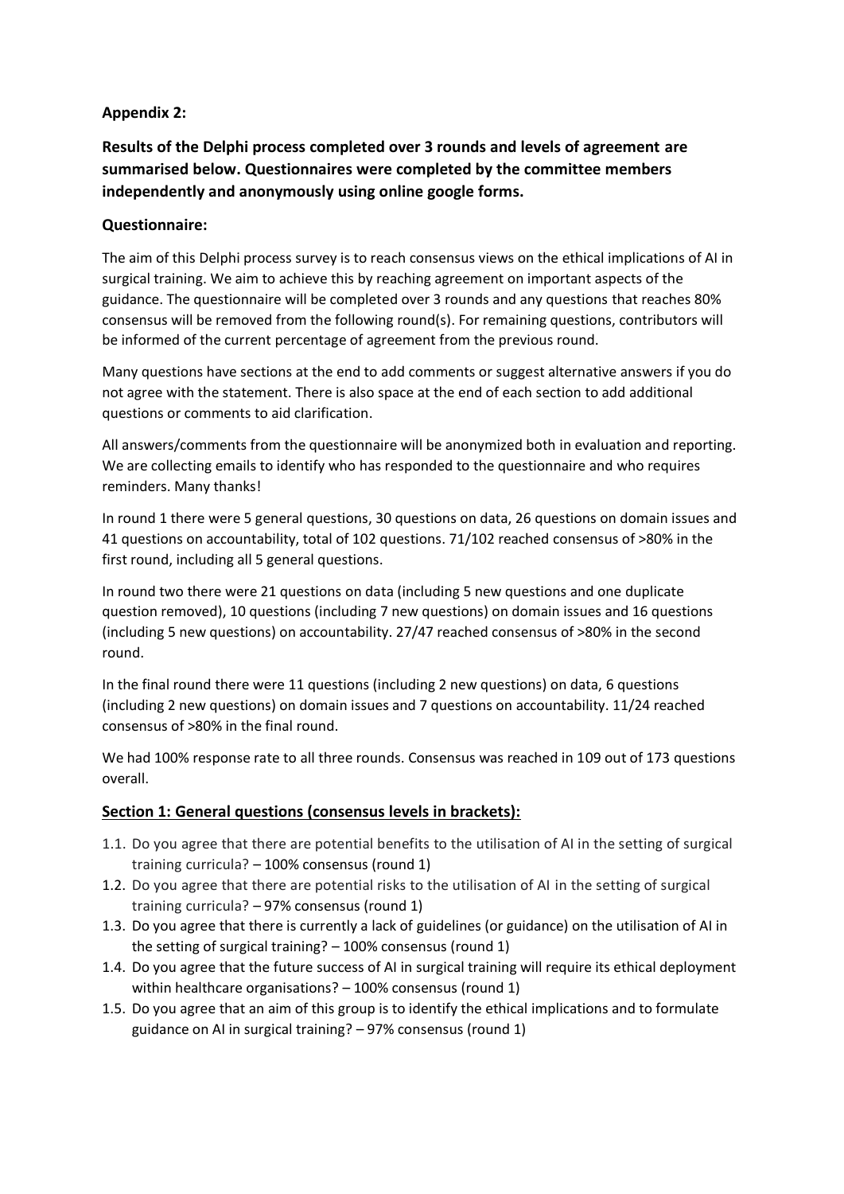**Appendix 2:**

**Results of the Delphi process completed over 3 rounds and levels of agreement are summarised below. Questionnaires were completed by the committee members independently and anonymously using online google forms.**

**Questionnaire:**

The aim of this Delphi process survey is to reach consensus views on the ethical implications of AI in surgical training. We aim to achieve this by reaching agreement on important aspects of the guidance. The questionnaire will be completed over 3 rounds and any questions that reaches 80% consensus will be removed from the following round(s). For remaining questions, contributors will be informed of the current percentage of agreement from the previous round.

Many questions have sections at the end to add comments or suggest alternative answers if you do not agree with the statement. There is also space at the end of each section to add additional questions or comments to aid clarification.

All answers/comments from the questionnaire will be anonymized both in evaluation and reporting. We are collecting emails to identify who has responded to the questionnaire and who requires reminders. Many thanks!

In round 1 there were 5 general questions, 30 questions on data, 26 questions on domain issues and 41 questions on accountability, total of 102 questions. 71/102 reached consensus of >80% in the first round, including all 5 general questions.

In round two there were 21 questions on data (including 5 new questions and one duplicate question removed), 10 questions (including 7 new questions) on domain issues and 16 questions (including 5 new questions) on accountability. 27/47 reached consensus of >80% in the second round.

In the final round there were 11 questions (including 2 new questions) on data, 6 questions (including 2 new questions) on domain issues and 7 questions on accountability. 11/24 reached consensus of >80% in the final round.

We had 100% response rate to all three rounds. Consensus was reached in 109 out of 173 questions overall.

**Section 1: General questions (consensus levels in brackets):**

1.1. Do you agree that there are potential benefits to the utilisation of AI in the setting of surgical training curricula? – 100% consensus (round 1)
1.2. Do you agree that there are potential risks to the utilisation of AI in the setting of surgical training curricula? – 97% consensus (round 1)
1.3. Do you agree that there is currently a lack of guidelines (or guidance) on the utilisation of AI in the setting of surgical training? – 100% consensus (round 1)
1.4. Do you agree that the future success of AI in surgical training will require its ethical deployment within healthcare organisations? – 100% consensus (round 1)
1.5. Do you agree that an aim of this group is to identify the ethical implications and to formulate guidance on AI in surgical training? – 97% consensus (round 1)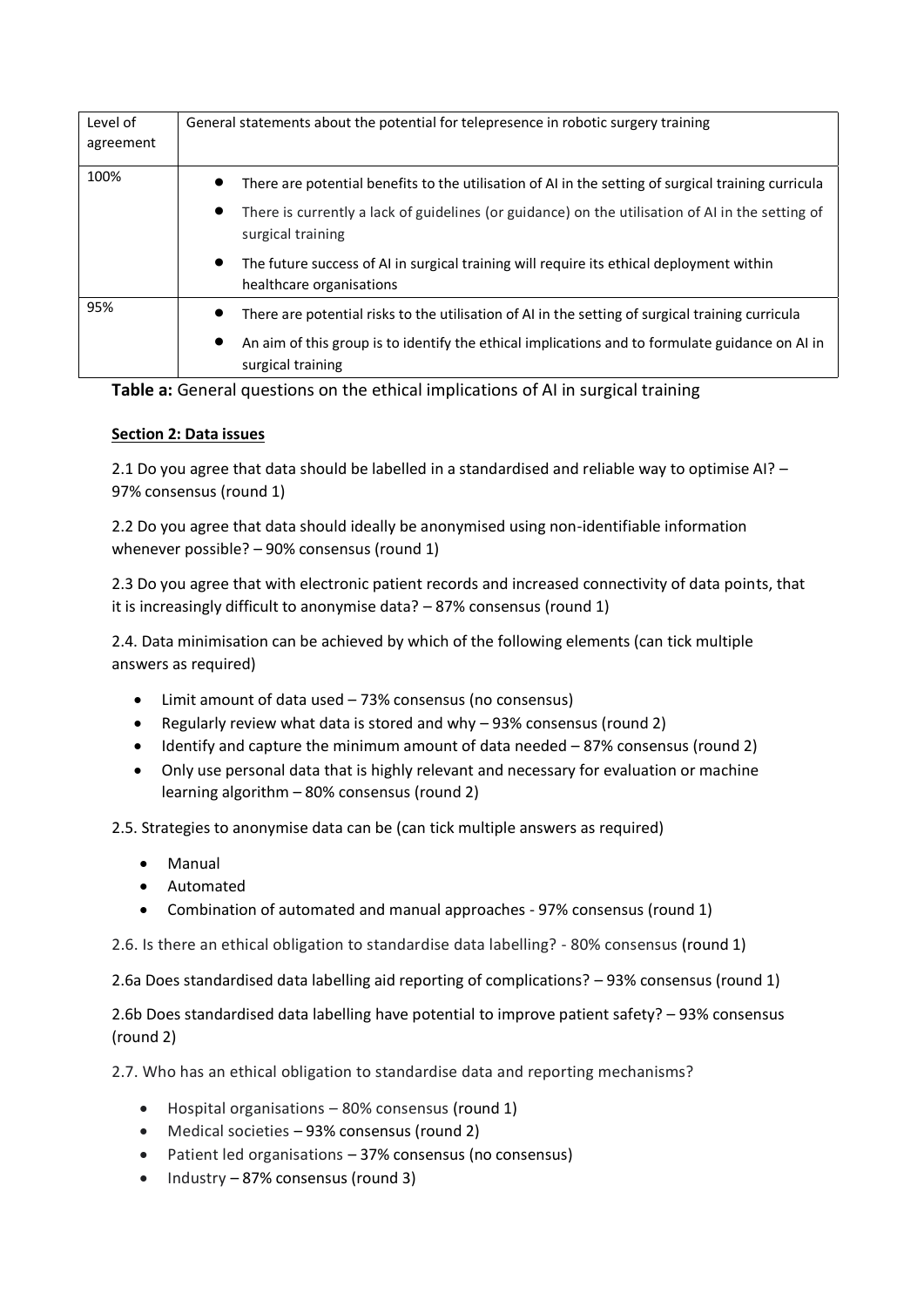| Level of agreement | General statements about the potential for telepresence in robotic surgery training |
|---|---|
| 100% | • There are potential benefits to the utilisation of AI in the setting of surgical training curricula<br>• There is currently a lack of guidelines (or guidance) on the utilisation of AI in the setting of surgical training<br>• The future success of AI in surgical training will require its ethical deployment within healthcare organisations |
| 95% | • There are potential risks to the utilisation of AI in the setting of surgical training curricula<br>• An aim of this group is to identify the ethical implications and to formulate guidance on AI in surgical training |

**Table a:** General questions on the ethical implications of AI in surgical training

**Section 2: Data issues**

2.1 Do you agree that data should be labelled in a standardised and reliable way to optimise AI? – 97% consensus (round 1)

2.2 Do you agree that data should ideally be anonymised using non-identifiable information whenever possible? – 90% consensus (round 1)

2.3 Do you agree that with electronic patient records and increased connectivity of data points, that it is increasingly difficult to anonymise data? – 87% consensus (round 1)

2.4. Data minimisation can be achieved by which of the following elements (can tick multiple answers as required)

- Limit amount of data used – 73% consensus (no consensus)
- Regularly review what data is stored and why – 93% consensus (round 2)
- Identify and capture the minimum amount of data needed – 87% consensus (round 2)
- Only use personal data that is highly relevant and necessary for evaluation or machine learning algorithm – 80% consensus (round 2)

2.5. Strategies to anonymise data can be (can tick multiple answers as required)

- Manual
- Automated
- Combination of automated and manual approaches - 97% consensus (round 1)

2.6. Is there an ethical obligation to standardise data labelling? - 80% consensus (round 1)

2.6a Does standardised data labelling aid reporting of complications? – 93% consensus (round 1)

2.6b Does standardised data labelling have potential to improve patient safety? – 93% consensus (round 2)

2.7. Who has an ethical obligation to standardise data and reporting mechanisms?

- Hospital organisations – 80% consensus (round 1)
- Medical societies – 93% consensus (round 2)
- Patient led organisations – 37% consensus (no consensus)
- Industry – 87% consensus (round 3)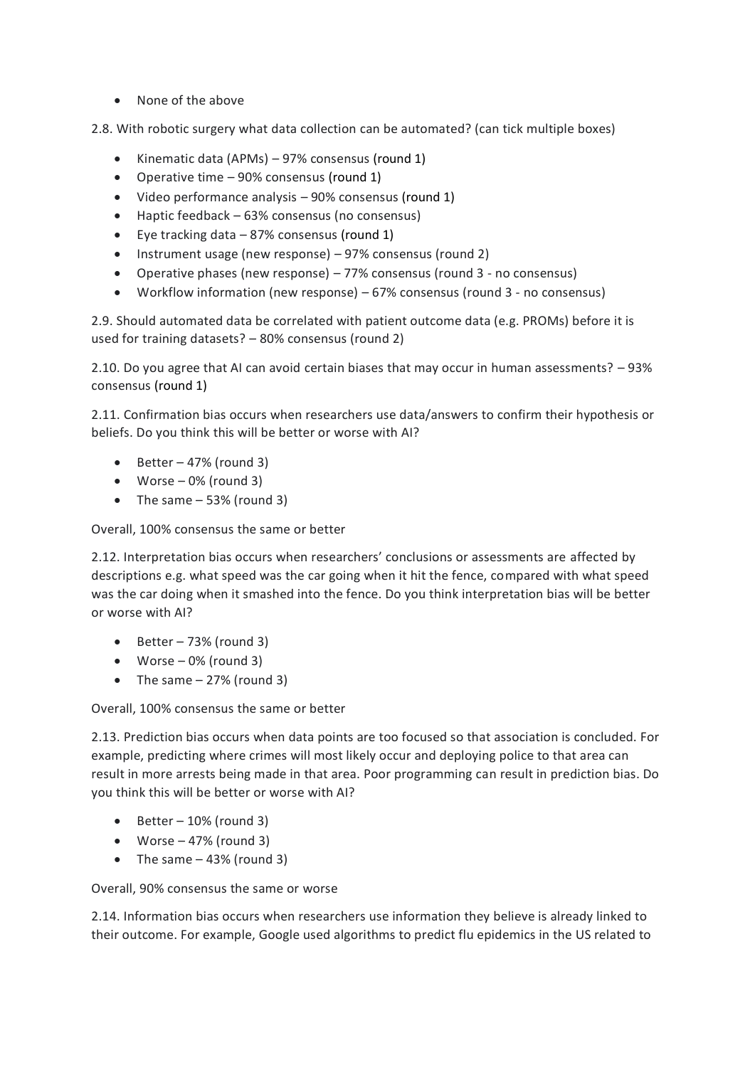- None of the above

2.8. With robotic surgery what data collection can be automated? (can tick multiple boxes)

- Kinematic data (APMs) – 97% consensus (round 1)
- Operative time – 90% consensus (round 1)
- Video performance analysis – 90% consensus (round 1)
- Haptic feedback – 63% consensus (no consensus)
- Eye tracking data – 87% consensus (round 1)
- Instrument usage (new response) – 97% consensus (round 2)
- Operative phases (new response) – 77% consensus (round 3 - no consensus)
- Workflow information (new response) – 67% consensus (round 3 - no consensus)

2.9. Should automated data be correlated with patient outcome data (e.g. PROMs) before it is used for training datasets? – 80% consensus (round 2)

2.10. Do you agree that AI can avoid certain biases that may occur in human assessments? – 93% consensus (round 1)

2.11. Confirmation bias occurs when researchers use data/answers to confirm their hypothesis or beliefs. Do you think this will be better or worse with AI?

- Better – 47% (round 3)
- Worse – 0% (round 3)
- The same – 53% (round 3)

Overall, 100% consensus the same or better

2.12. Interpretation bias occurs when researchers' conclusions or assessments are affected by descriptions e.g. what speed was the car going when it hit the fence, compared with what speed was the car doing when it smashed into the fence. Do you think interpretation bias will be better or worse with AI?

- Better – 73% (round 3)
- Worse – 0% (round 3)
- The same – 27% (round 3)

Overall, 100% consensus the same or better

2.13. Prediction bias occurs when data points are too focused so that association is concluded. For example, predicting where crimes will most likely occur and deploying police to that area can result in more arrests being made in that area. Poor programming can result in prediction bias. Do you think this will be better or worse with AI?

- Better – 10% (round 3)
- Worse – 47% (round 3)
- The same – 43% (round 3)

Overall, 90% consensus the same or worse

2.14. Information bias occurs when researchers use information they believe is already linked to their outcome. For example, Google used algorithms to predict flu epidemics in the US related to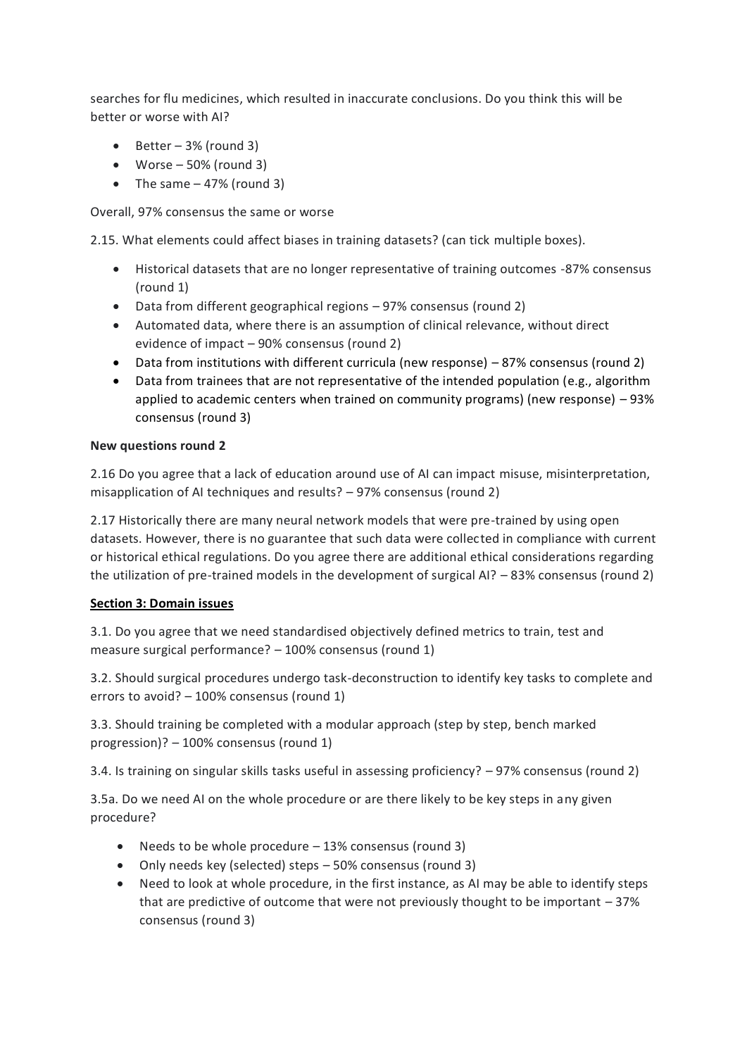searches for flu medicines, which resulted in inaccurate conclusions. Do you think this will be better or worse with AI?

- Better – 3% (round 3)
- Worse – 50% (round 3)
- The same – 47% (round 3)

Overall, 97% consensus the same or worse

2.15. What elements could affect biases in training datasets? (can tick multiple boxes).

- Historical datasets that are no longer representative of training outcomes -87% consensus (round 1)
- Data from different geographical regions – 97% consensus (round 2)
- Automated data, where there is an assumption of clinical relevance, without direct evidence of impact – 90% consensus (round 2)
- Data from institutions with different curricula (new response) – 87% consensus (round 2)
- Data from trainees that are not representative of the intended population (e.g., algorithm applied to academic centers when trained on community programs) (new response) – 93% consensus (round 3)

**New questions round 2**

2.16 Do you agree that a lack of education around use of AI can impact misuse, misinterpretation, misapplication of AI techniques and results? – 97% consensus (round 2)

2.17 Historically there are many neural network models that were pre-trained by using open datasets. However, there is no guarantee that such data were collected in compliance with current or historical ethical regulations. Do you agree there are additional ethical considerations regarding the utilization of pre-trained models in the development of surgical AI? – 83% consensus (round 2)

**Section 3: Domain issues**

3.1. Do you agree that we need standardised objectively defined metrics to train, test and measure surgical performance? – 100% consensus (round 1)

3.2. Should surgical procedures undergo task-deconstruction to identify key tasks to complete and errors to avoid? – 100% consensus (round 1)

3.3. Should training be completed with a modular approach (step by step, bench marked progression)? – 100% consensus (round 1)

3.4. Is training on singular skills tasks useful in assessing proficiency? – 97% consensus (round 2)

3.5a. Do we need AI on the whole procedure or are there likely to be key steps in any given procedure?

- Needs to be whole procedure – 13% consensus (round 3)
- Only needs key (selected) steps – 50% consensus (round 3)
- Need to look at whole procedure, in the first instance, as AI may be able to identify steps that are predictive of outcome that were not previously thought to be important – 37% consensus (round 3)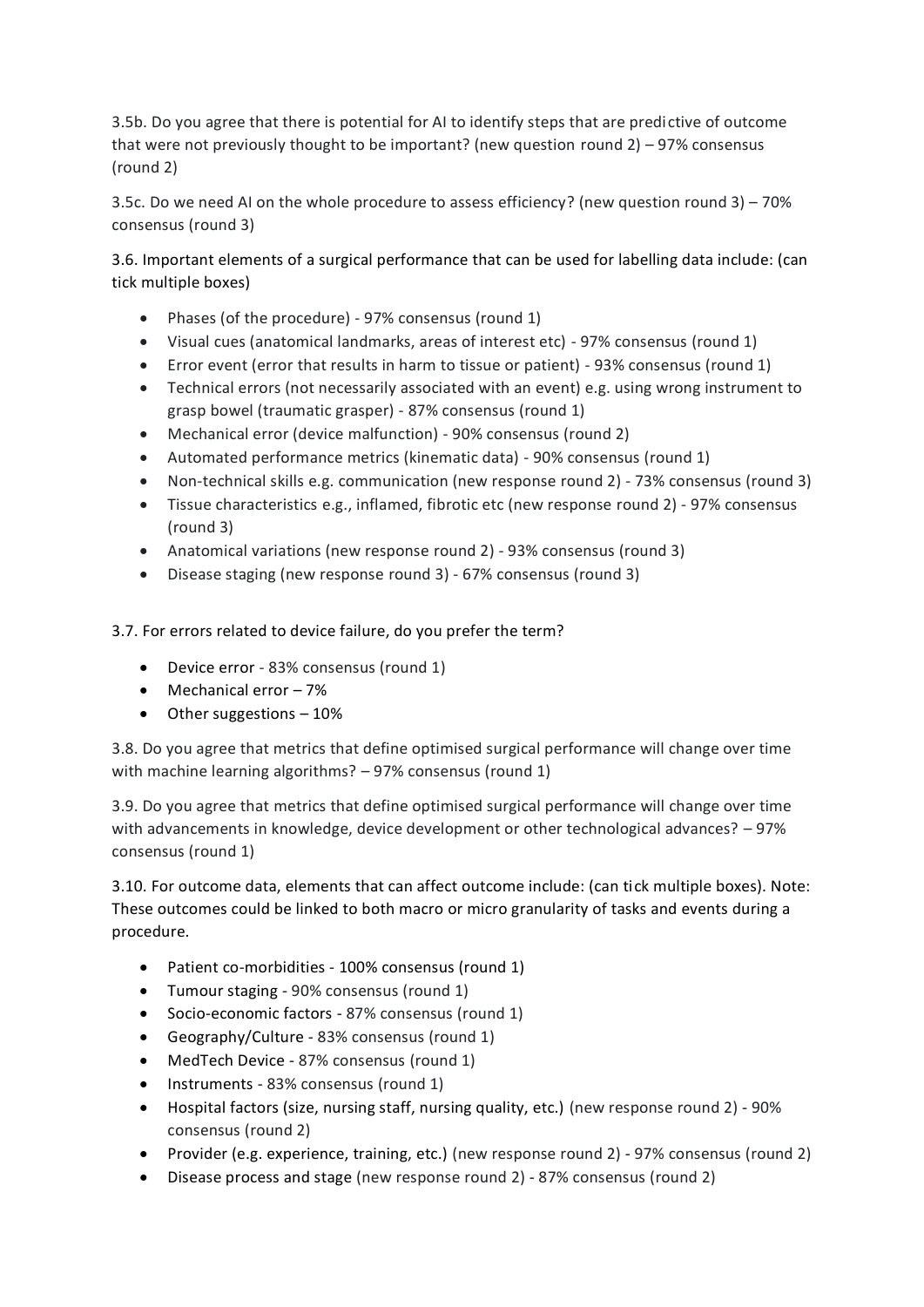3.5b. Do you agree that there is potential for AI to identify steps that are predictive of outcome that were not previously thought to be important? (new question round 2) – 97% consensus (round 2)

3.5c. Do we need AI on the whole procedure to assess efficiency? (new question round 3) – 70% consensus (round 3)

3.6. Important elements of a surgical performance that can be used for labelling data include: (can tick multiple boxes)

- Phases (of the procedure) - 97% consensus (round 1)
- Visual cues (anatomical landmarks, areas of interest etc) - 97% consensus (round 1)
- Error event (error that results in harm to tissue or patient) - 93% consensus (round 1)
- Technical errors (not necessarily associated with an event) e.g. using wrong instrument to grasp bowel (traumatic grasper) - 87% consensus (round 1)
- Mechanical error (device malfunction) - 90% consensus (round 2)
- Automated performance metrics (kinematic data) - 90% consensus (round 1)
- Non-technical skills e.g. communication (new response round 2) - 73% consensus (round 3)
- Tissue characteristics e.g., inflamed, fibrotic etc (new response round 2) - 97% consensus (round 3)
- Anatomical variations (new response round 2) - 93% consensus (round 3)
- Disease staging (new response round 3) - 67% consensus (round 3)

3.7. For errors related to device failure, do you prefer the term?

- Device error - 83% consensus (round 1)
- Mechanical error – 7%
- Other suggestions – 10%

3.8. Do you agree that metrics that define optimised surgical performance will change over time with machine learning algorithms? – 97% consensus (round 1)

3.9. Do you agree that metrics that define optimised surgical performance will change over time with advancements in knowledge, device development or other technological advances? – 97% consensus (round 1)

3.10. For outcome data, elements that can affect outcome include: (can tick multiple boxes). Note: These outcomes could be linked to both macro or micro granularity of tasks and events during a procedure.

- Patient co-morbidities - 100% consensus (round 1)
- Tumour staging - 90% consensus (round 1)
- Socio-economic factors - 87% consensus (round 1)
- Geography/Culture - 83% consensus (round 1)
- MedTech Device - 87% consensus (round 1)
- Instruments - 83% consensus (round 1)
- Hospital factors (size, nursing staff, nursing quality, etc.) (new response round 2) - 90% consensus (round 2)
- Provider (e.g. experience, training, etc.) (new response round 2) - 97% consensus (round 2)
- Disease process and stage (new response round 2) - 87% consensus (round 2)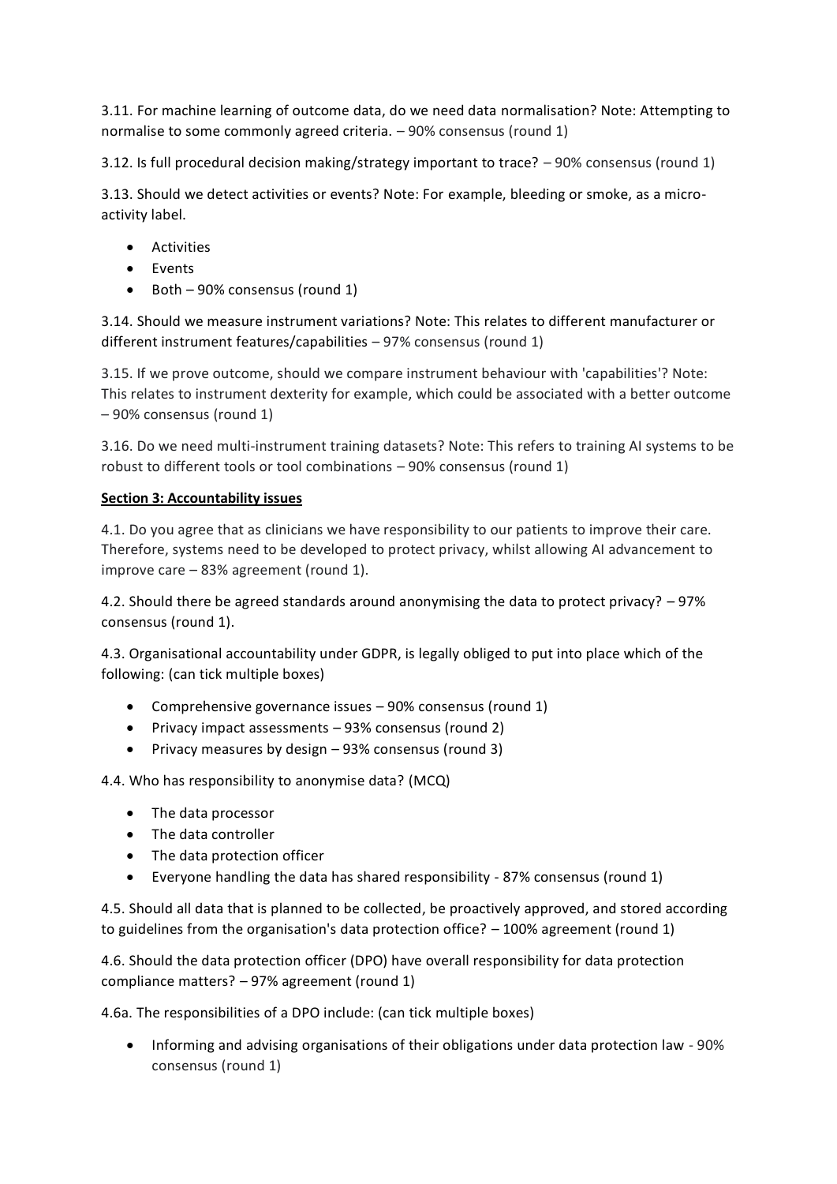3.11. For machine learning of outcome data, do we need data normalisation? Note: Attempting to normalise to some commonly agreed criteria. – 90% consensus (round 1)

3.12. Is full procedural decision making/strategy important to trace? – 90% consensus (round 1)

3.13. Should we detect activities or events? Note: For example, bleeding or smoke, as a micro-activity label.

- Activities
- Events
- Both – 90% consensus (round 1)

3.14. Should we measure instrument variations? Note: This relates to different manufacturer or different instrument features/capabilities – 97% consensus (round 1)

3.15. If we prove outcome, should we compare instrument behaviour with 'capabilities'? Note: This relates to instrument dexterity for example, which could be associated with a better outcome – 90% consensus (round 1)

3.16. Do we need multi-instrument training datasets? Note: This refers to training AI systems to be robust to different tools or tool combinations – 90% consensus (round 1)

**Section 3: Accountability issues**

4.1. Do you agree that as clinicians we have responsibility to our patients to improve their care. Therefore, systems need to be developed to protect privacy, whilst allowing AI advancement to improve care – 83% agreement (round 1).

4.2. Should there be agreed standards around anonymising the data to protect privacy? – 97% consensus (round 1).

4.3. Organisational accountability under GDPR, is legally obliged to put into place which of the following: (can tick multiple boxes)

- Comprehensive governance issues – 90% consensus (round 1)
- Privacy impact assessments – 93% consensus (round 2)
- Privacy measures by design – 93% consensus (round 3)

4.4. Who has responsibility to anonymise data? (MCQ)

- The data processor
- The data controller
- The data protection officer
- Everyone handling the data has shared responsibility - 87% consensus (round 1)

4.5. Should all data that is planned to be collected, be proactively approved, and stored according to guidelines from the organisation's data protection office? – 100% agreement (round 1)

4.6. Should the data protection officer (DPO) have overall responsibility for data protection compliance matters? – 97% agreement (round 1)

4.6a. The responsibilities of a DPO include: (can tick multiple boxes)

- Informing and advising organisations of their obligations under data protection law - 90% consensus (round 1)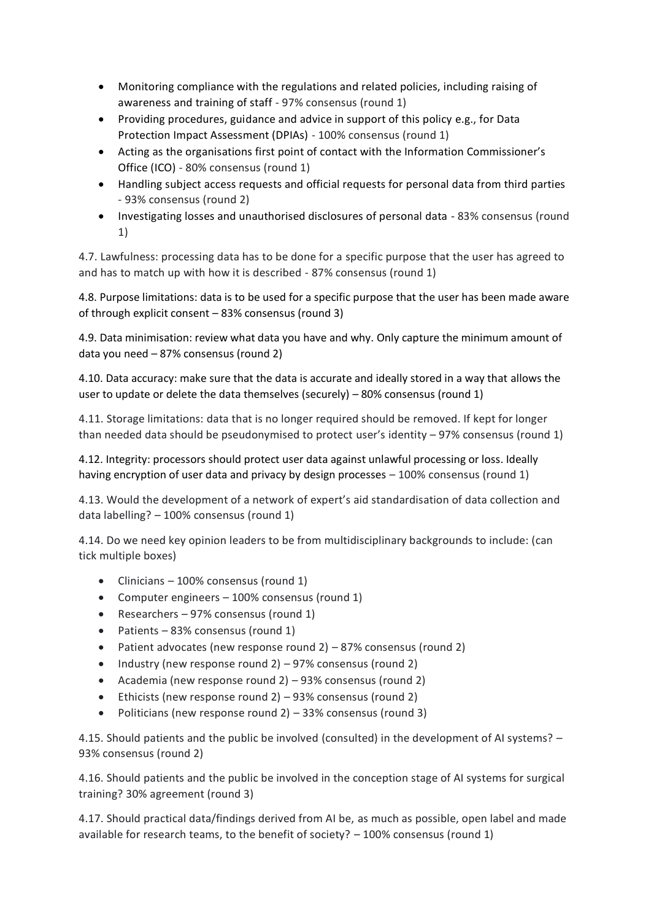- Monitoring compliance with the regulations and related policies, including raising of awareness and training of staff - 97% consensus (round 1)
- Providing procedures, guidance and advice in support of this policy e.g., for Data Protection Impact Assessment (DPIAs) - 100% consensus (round 1)
- Acting as the organisations first point of contact with the Information Commissioner's Office (ICO) - 80% consensus (round 1)
- Handling subject access requests and official requests for personal data from third parties - 93% consensus (round 2)
- Investigating losses and unauthorised disclosures of personal data - 83% consensus (round 1)

4.7. Lawfulness: processing data has to be done for a specific purpose that the user has agreed to and has to match up with how it is described - 87% consensus (round 1)

4.8. Purpose limitations: data is to be used for a specific purpose that the user has been made aware of through explicit consent – 83% consensus (round 3)

4.9. Data minimisation: review what data you have and why. Only capture the minimum amount of data you need – 87% consensus (round 2)

4.10. Data accuracy: make sure that the data is accurate and ideally stored in a way that allows the user to update or delete the data themselves (securely) – 80% consensus (round 1)

4.11. Storage limitations: data that is no longer required should be removed. If kept for longer than needed data should be pseudonymised to protect user's identity – 97% consensus (round 1)

4.12. Integrity: processors should protect user data against unlawful processing or loss. Ideally having encryption of user data and privacy by design processes – 100% consensus (round 1)

4.13. Would the development of a network of expert's aid standardisation of data collection and data labelling? – 100% consensus (round 1)

4.14. Do we need key opinion leaders to be from multidisciplinary backgrounds to include: (can tick multiple boxes)

- Clinicians – 100% consensus (round 1)
- Computer engineers – 100% consensus (round 1)
- Researchers – 97% consensus (round 1)
- Patients – 83% consensus (round 1)
- Patient advocates (new response round 2) – 87% consensus (round 2)
- Industry (new response round 2) – 97% consensus (round 2)
- Academia (new response round 2) – 93% consensus (round 2)
- Ethicists (new response round 2) – 93% consensus (round 2)
- Politicians (new response round 2) – 33% consensus (round 3)

4.15. Should patients and the public be involved (consulted) in the development of AI systems? – 93% consensus (round 2)

4.16. Should patients and the public be involved in the conception stage of AI systems for surgical training? 30% agreement (round 3)

4.17. Should practical data/findings derived from AI be, as much as possible, open label and made available for research teams, to the benefit of society? – 100% consensus (round 1)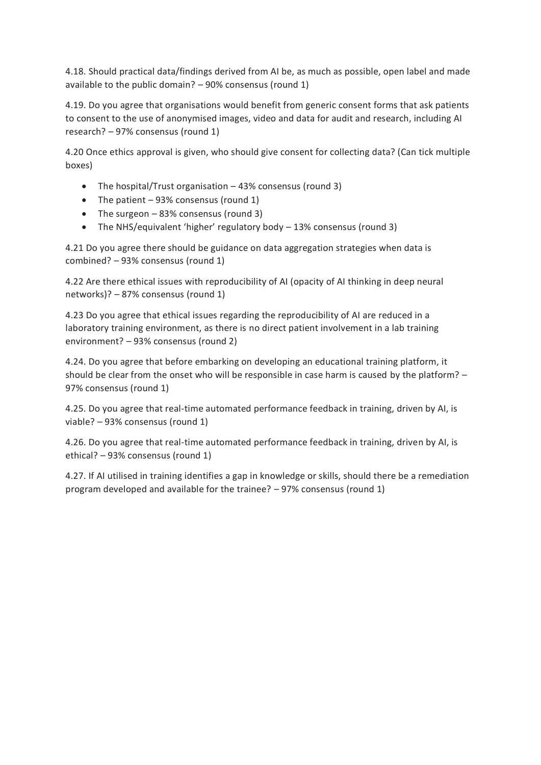4.18. Should practical data/findings derived from AI be, as much as possible, open label and made available to the public domain? – 90% consensus (round 1)

4.19. Do you agree that organisations would benefit from generic consent forms that ask patients to consent to the use of anonymised images, video and data for audit and research, including AI research? – 97% consensus (round 1)

4.20 Once ethics approval is given, who should give consent for collecting data? (Can tick multiple boxes)

- The hospital/Trust organisation – 43% consensus (round 3)
- The patient – 93% consensus (round 1)
- The surgeon – 83% consensus (round 3)
- The NHS/equivalent 'higher' regulatory body – 13% consensus (round 3)

4.21 Do you agree there should be guidance on data aggregation strategies when data is combined? – 93% consensus (round 1)

4.22 Are there ethical issues with reproducibility of AI (opacity of AI thinking in deep neural networks)? – 87% consensus (round 1)

4.23 Do you agree that ethical issues regarding the reproducibility of AI are reduced in a laboratory training environment, as there is no direct patient involvement in a lab training environment? – 93% consensus (round 2)

4.24. Do you agree that before embarking on developing an educational training platform, it should be clear from the onset who will be responsible in case harm is caused by the platform? – 97% consensus (round 1)

4.25. Do you agree that real-time automated performance feedback in training, driven by AI, is viable? – 93% consensus (round 1)

4.26. Do you agree that real-time automated performance feedback in training, driven by AI, is ethical? – 93% consensus (round 1)

4.27. If AI utilised in training identifies a gap in knowledge or skills, should there be a remediation program developed and available for the trainee? – 97% consensus (round 1)